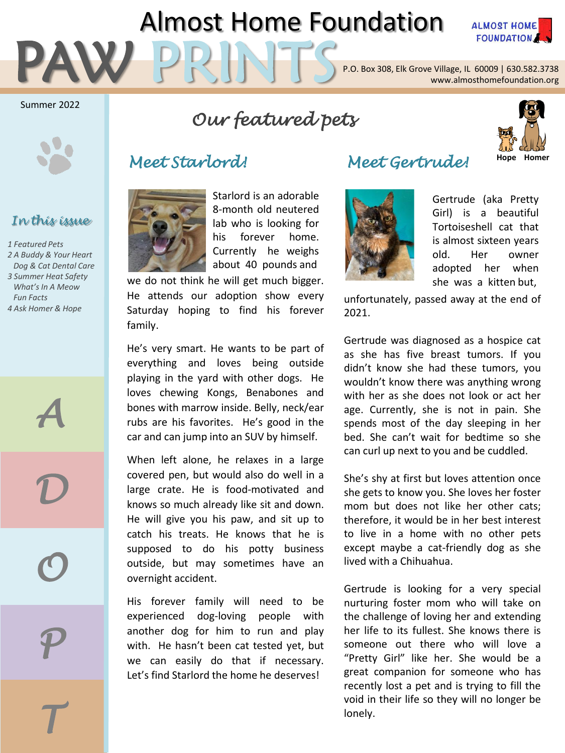# Almost Home Foundation PAW PRINTS

ALMOST HOME FOUNDATION

P.O. Box 308, Elk Grove Village, IL 60009 | 630.582.3738
www.almosthomefoundation.org

Summer 2022

## *In this issue*

*1 Featured Pets*
*2 A Buddy & Your Heart*
*Dog & Cat Dental Care*
*3 Summer Heat Safety*
*What's In A Meow*
*Fun Facts*
*4 Ask Homer & Hope*

A D O P T

# *Our featured pets*

Hope Homer

## *Meet Starlord!*

Starlord is an adorable 8-month old neutered lab who is looking for his forever home. Currently he weighs about 40 pounds and we do not think he will get much bigger. He attends our adoption show every Saturday hoping to find his forever family.

He's very smart. He wants to be part of everything and loves being outside playing in the yard with other dogs. He loves chewing Kongs, Benabones and bones with marrow inside. Belly, neck/ear rubs are his favorites. He's good in the car and can jump into an SUV by himself.

When left alone, he relaxes in a large covered pen, but would also do well in a large crate. He is food-motivated and knows so much already like sit and down. He will give you his paw, and sit up to catch his treats. He knows that he is supposed to do his potty business outside, but may sometimes have an overnight accident.

His forever family will need to be experienced dog-loving people with another dog for him to run and play with. He hasn't been cat tested yet, but we can easily do that if necessary. Let's find Starlord the home he deserves!

## *Meet Gertrude!*

Gertrude (aka Pretty Girl) is a beautiful Tortoiseshell cat that is almost sixteen years old. Her owner adopted her when she was a kitten but, unfortunately, passed away at the end of 2021.

Gertrude was diagnosed as a hospice cat as she has five breast tumors. If you didn't know she had these tumors, you wouldn't know there was anything wrong with her as she does not look or act her age. Currently, she is not in pain. She spends most of the day sleeping in her bed. She can't wait for bedtime so she can curl up next to you and be cuddled.

She's shy at first but loves attention once she gets to know you. She loves her foster mom but does not like her other cats; therefore, it would be in her best interest to live in a home with no other pets except maybe a cat-friendly dog as she lived with a Chihuahua.

Gertrude is looking for a very special nurturing foster mom who will take on the challenge of loving her and extending her life to its fullest. She knows there is someone out there who will love a "Pretty Girl" like her. She would be a great companion for someone who has recently lost a pet and is trying to fill the void in their life so they will no longer be lonely.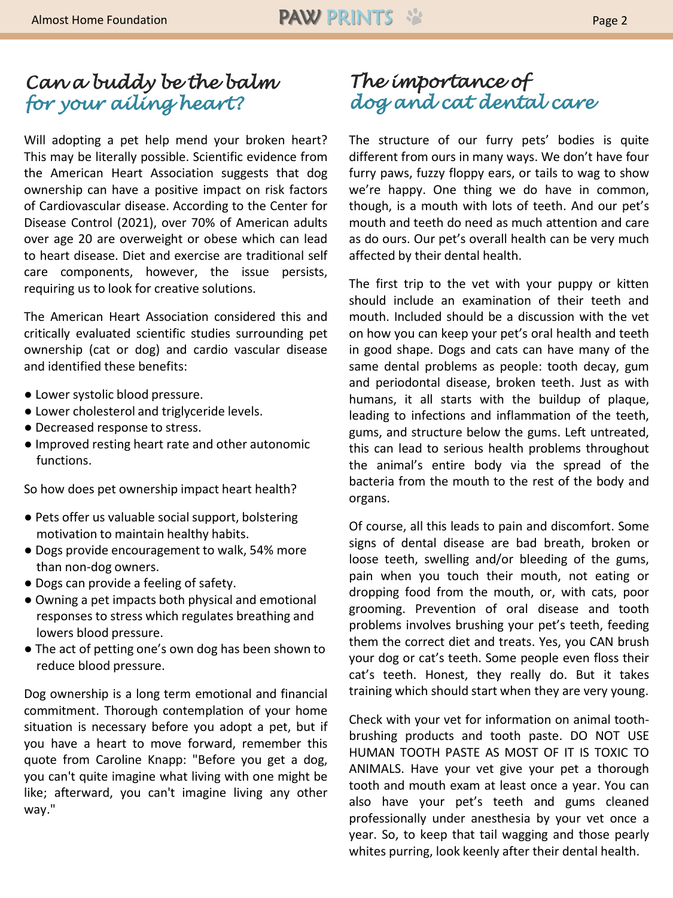## Can a buddy be the balm for your ailing heart?

Will adopting a pet help mend your broken heart? This may be literally possible. Scientific evidence from the American Heart Association suggests that dog ownership can have a positive impact on risk factors of Cardiovascular disease. According to the Center for Disease Control (2021), over 70% of American adults over age 20 are overweight or obese which can lead to heart disease. Diet and exercise are traditional self care components, however, the issue persists, requiring us to look for creative solutions.

The American Heart Association considered this and critically evaluated scientific studies surrounding pet ownership (cat or dog) and cardio vascular disease and identified these benefits:

- Lower systolic blood pressure.
- Lower cholesterol and triglyceride levels.
- Decreased response to stress.
- Improved resting heart rate and other autonomic functions.

So how does pet ownership impact heart health?

- Pets offer us valuable social support, bolstering motivation to maintain healthy habits.
- Dogs provide encouragement to walk, 54% more than non-dog owners.
- Dogs can provide a feeling of safety.
- Owning a pet impacts both physical and emotional responses to stress which regulates breathing and lowers blood pressure.
- The act of petting one's own dog has been shown to reduce blood pressure.

Dog ownership is a long term emotional and financial commitment. Thorough contemplation of your home situation is necessary before you adopt a pet, but if you have a heart to move forward, remember this quote from Caroline Knapp: "Before you get a dog, you can't quite imagine what living with one might be like; afterward, you can't imagine living any other way."

## The importance of dog and cat dental care

The structure of our furry pets' bodies is quite different from ours in many ways. We don't have four furry paws, fuzzy floppy ears, or tails to wag to show we're happy. One thing we do have in common, though, is a mouth with lots of teeth. And our pet's mouth and teeth do need as much attention and care as do ours. Our pet's overall health can be very much affected by their dental health.

The first trip to the vet with your puppy or kitten should include an examination of their teeth and mouth. Included should be a discussion with the vet on how you can keep your pet's oral health and teeth in good shape. Dogs and cats can have many of the same dental problems as people: tooth decay, gum and periodontal disease, broken teeth. Just as with humans, it all starts with the buildup of plaque, leading to infections and inflammation of the teeth, gums, and structure below the gums. Left untreated, this can lead to serious health problems throughout the animal's entire body via the spread of the bacteria from the mouth to the rest of the body and organs.

Of course, all this leads to pain and discomfort. Some signs of dental disease are bad breath, broken or loose teeth, swelling and/or bleeding of the gums, pain when you touch their mouth, not eating or dropping food from the mouth, or, with cats, poor grooming. Prevention of oral disease and tooth problems involves brushing your pet's teeth, feeding them the correct diet and treats. Yes, you CAN brush your dog or cat's teeth. Some people even floss their cat's teeth. Honest, they really do. But it takes training which should start when they are very young.

Check with your vet for information on animal tooth-brushing products and tooth paste. DO NOT USE HUMAN TOOTH PASTE AS MOST OF IT IS TOXIC TO ANIMALS. Have your vet give your pet a thorough tooth and mouth exam at least once a year. You can also have your pet's teeth and gums cleaned professionally under anesthesia by your vet once a year. So, to keep that tail wagging and those pearly whites purring, look keenly after their dental health.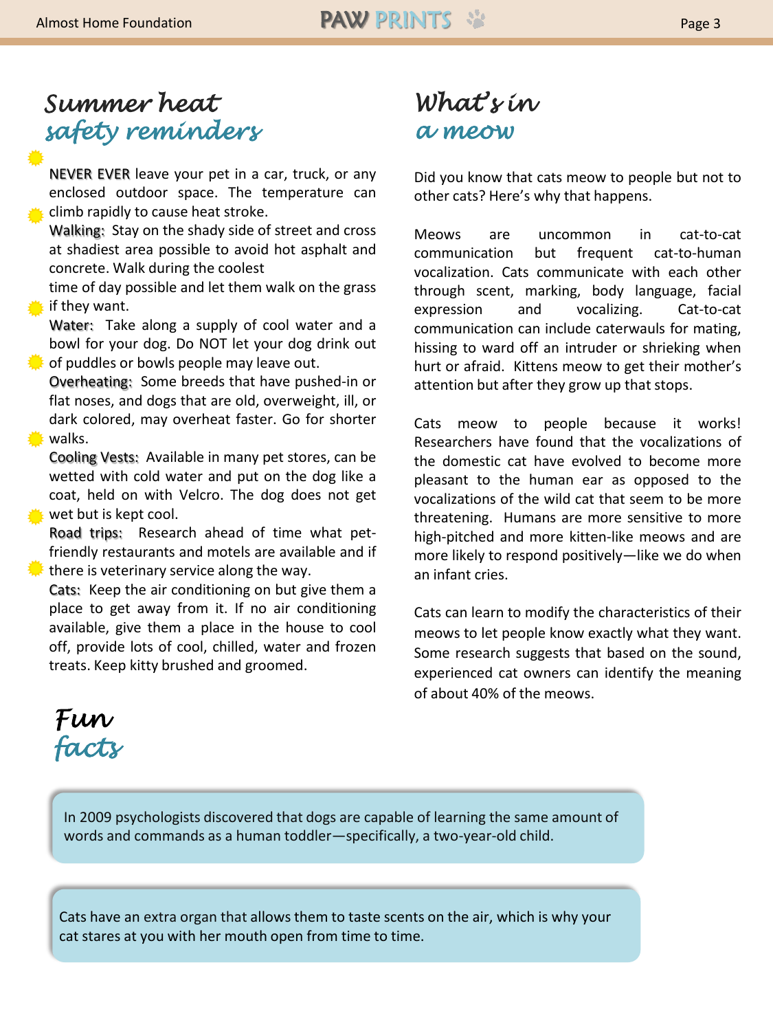## Summer heat safety reminders

- **NEVER EVER** leave your pet in a car, truck, or any enclosed outdoor space. The temperature can climb rapidly to cause heat stroke.
- **Walking:** Stay on the shady side of street and cross at shadiest area possible to avoid hot asphalt and concrete. Walk during the coolest time of day possible and let them walk on the grass if they want.
- **Water:** Take along a supply of cool water and a bowl for your dog. Do NOT let your dog drink out of puddles or bowls people may leave out.
- **Overheating:** Some breeds that have pushed-in or flat noses, and dogs that are old, overweight, ill, or dark colored, may overheat faster. Go for shorter walks.
- **Cooling Vests:** Available in many pet stores, can be wetted with cold water and put on the dog like a coat, held on with Velcro. The dog does not get wet but is kept cool.
- **Road trips:** Research ahead of time what pet-friendly restaurants and motels are available and if there is veterinary service along the way.
- **Cats:** Keep the air conditioning on but give them a place to get away from it. If no air conditioning available, give them a place in the house to cool off, provide lots of cool, chilled, water and frozen treats. Keep kitty brushed and groomed.

## What's in a meow

Did you know that cats meow to people but not to other cats? Here's why that happens.

Meows are uncommon in cat-to-cat communication but frequent cat-to-human vocalization. Cats communicate with each other through scent, marking, body language, facial expression and vocalizing. Cat-to-cat communication can include caterwauls for mating, hissing to ward off an intruder or shrieking when hurt or afraid. Kittens meow to get their mother's attention but after they grow up that stops.

Cats meow to people because it works! Researchers have found that the vocalizations of the domestic cat have evolved to become more pleasant to the human ear as opposed to the vocalizations of the wild cat that seem to be more threatening. Humans are more sensitive to more high-pitched and more kitten-like meows and are more likely to respond positively—like we do when an infant cries.

Cats can learn to modify the characteristics of their meows to let people know exactly what they want. Some research suggests that based on the sound, experienced cat owners can identify the meaning of about 40% of the meows.

## Fun facts

In 2009 psychologists discovered that dogs are capable of learning the same amount of words and commands as a human toddler—specifically, a two-year-old child.

Cats have an extra organ that allows them to taste scents on the air, which is why your cat stares at you with her mouth open from time to time.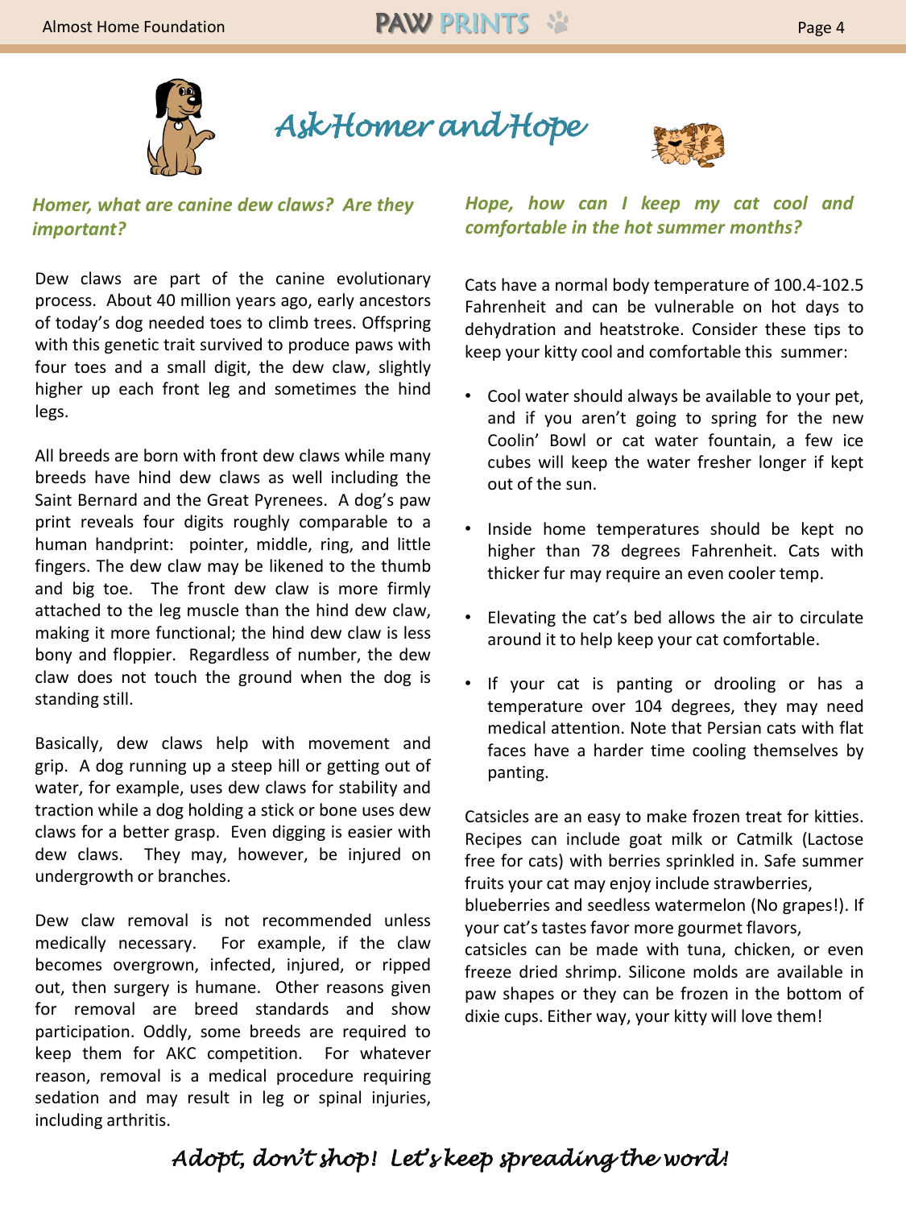# Ask Homer and Hope

***Homer, what are canine dew claws? Are they important?***

Dew claws are part of the canine evolutionary process. About 40 million years ago, early ancestors of today's dog needed toes to climb trees. Offspring with this genetic trait survived to produce paws with four toes and a small digit, the dew claw, slightly higher up each front leg and sometimes the hind legs.

All breeds are born with front dew claws while many breeds have hind dew claws as well including the Saint Bernard and the Great Pyrenees. A dog's paw print reveals four digits roughly comparable to a human handprint: pointer, middle, ring, and little fingers. The dew claw may be likened to the thumb and big toe. The front dew claw is more firmly attached to the leg muscle than the hind dew claw, making it more functional; the hind dew claw is less bony and floppier. Regardless of number, the dew claw does not touch the ground when the dog is standing still.

Basically, dew claws help with movement and grip. A dog running up a steep hill or getting out of water, for example, uses dew claws for stability and traction while a dog holding a stick or bone uses dew claws for a better grasp. Even digging is easier with dew claws. They may, however, be injured on undergrowth or branches.

Dew claw removal is not recommended unless medically necessary. For example, if the claw becomes overgrown, infected, injured, or ripped out, then surgery is humane. Other reasons given for removal are breed standards and show participation. Oddly, some breeds are required to keep them for AKC competition. For whatever reason, removal is a medical procedure requiring sedation and may result in leg or spinal injuries, including arthritis.

***Hope, how can I keep my cat cool and comfortable in the hot summer months?***

Cats have a normal body temperature of 100.4-102.5 Fahrenheit and can be vulnerable on hot days to dehydration and heatstroke. Consider these tips to keep your kitty cool and comfortable this summer:

- Cool water should always be available to your pet, and if you aren't going to spring for the new Coolin' Bowl or cat water fountain, a few ice cubes will keep the water fresher longer if kept out of the sun.
- Inside home temperatures should be kept no higher than 78 degrees Fahrenheit. Cats with thicker fur may require an even cooler temp.
- Elevating the cat's bed allows the air to circulate around it to help keep your cat comfortable.
- If your cat is panting or drooling or has a temperature over 104 degrees, they may need medical attention. Note that Persian cats with flat faces have a harder time cooling themselves by panting.

Catsicles are an easy to make frozen treat for kitties. Recipes can include goat milk or Catmilk (Lactose free for cats) with berries sprinkled in. Safe summer fruits your cat may enjoy include strawberries, blueberries and seedless watermelon (No grapes!). If your cat's tastes favor more gourmet flavors, catsicles can be made with tuna, chicken, or even freeze dried shrimp. Silicone molds are available in paw shapes or they can be frozen in the bottom of dixie cups. Either way, your kitty will love them!

*Adopt, don't shop! Let's keep spreading the word!*